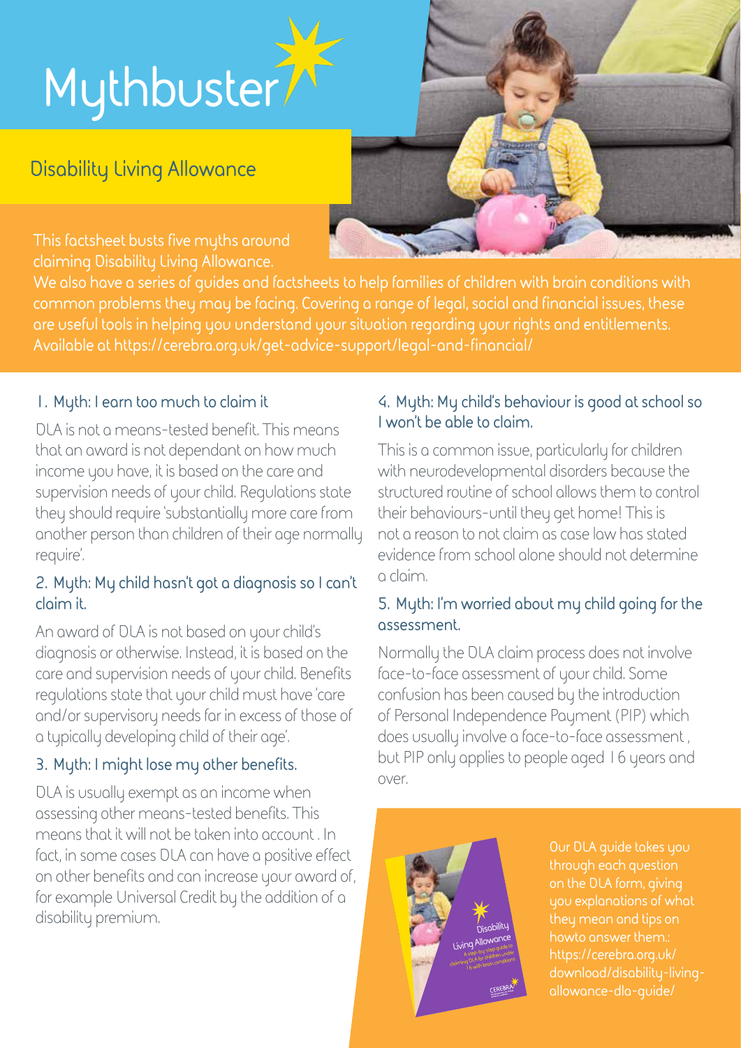# Mythbuster

## Disability Living Allowance

This factsheet busts five myths around claiming Disability Living Allowance.

We also have a series of guides and factsheets to help families of children with brain conditions with common problems they may be facing. Covering a range of legal, social and financial issues, these are useful tools in helping you understand your situation regarding your rights and entitlements. Available at https://cerebra.org.uk/get-advice-support/legal-and-financial/

### 1. Myth: I earn too much to claim it

DLA is not a means-tested benefit. This means that an award is not dependant on how much income you have, it is based on the care and supervision needs of your child. Regulations state they should require 'substantially more care from another person than children of their age normally require'.

### 2. Myth: My child hasn't got a diagnosis so I can't claim it.

An award of DLA is not based on your child's diagnosis or otherwise. Instead, it is based on the care and supervision needs of your child. Benefits regulations state that your child must have 'care and/or supervisory needs far in excess of those of a typically developing child of their age'.

### 3. Myth: I might lose my other benefits.

DLA is usually exempt as an income when assessing other means-tested benefits. This means that it will not be taken into account . In fact, in some cases DLA can have a positive effect on other benefits and can increase your award of, for example Universal Credit by the addition of a disability premium.

### 4. Myth: My child's behaviour is good at school so I won't be able to claim.

This is a common issue, particularly for children with neurodevelopmental disorders because the structured routine of school allows them to control their behaviours-until they get home! This is not a reason to not claim as case law has stated evidence from school alone should not determine a claim.

### 5. Myth: I'm worried about my child going for the assessment.

Normally the DLA claim process does not involve face-to-face assessment of your child. Some confusion has been caused by the introduction of Personal Independence Payment (PIP) which does usually involve a face-to-face assessment , but PIP only applies to people aged 16 years and over.

Our DLA guide takes you through each question on the DLA form, giving you explanations of what they mean and tips on howto answer them.: https://cerebra.org.uk/download/disability-living-allowance-dla-guide/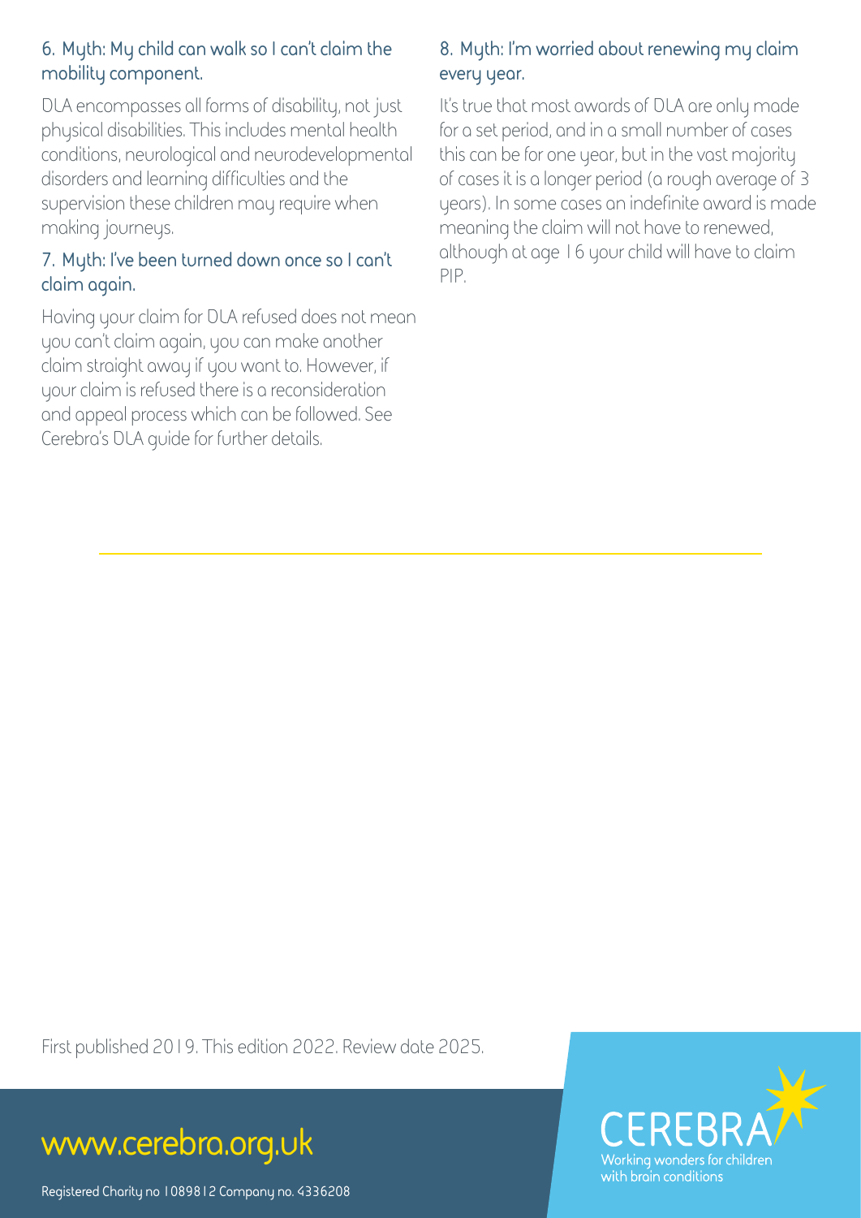### 6. Myth: My child can walk so I can't claim the mobility component.

DLA encompasses all forms of disability, not just physical disabilities. This includes mental health conditions, neurological and neurodevelopmental disorders and learning difficulties and the supervision these children may require when making journeys.

### 7. Myth: I've been turned down once so I can't claim again.

Having your claim for DLA refused does not mean you can't claim again, you can make another claim straight away if you want to. However, if your claim is refused there is a reconsideration and appeal process which can be followed. See Cerebra's DLA guide for further details.

### 8. Myth: I'm worried about renewing my claim every year.

It's true that most awards of DLA are only made for a set period, and in a small number of cases this can be for one year, but in the vast majority of cases it is a longer period (a rough average of 3 years). In some cases an indefinite award is made meaning the claim will not have to renewed, although at age 16 your child will have to claim PIP.

---

First published 2019. This edition 2022. Review date 2025.

www.cerebra.org.uk

Registered Charity no 1089812 Company no. 4336208

CEREBRA
Working wonders for children with brain conditions